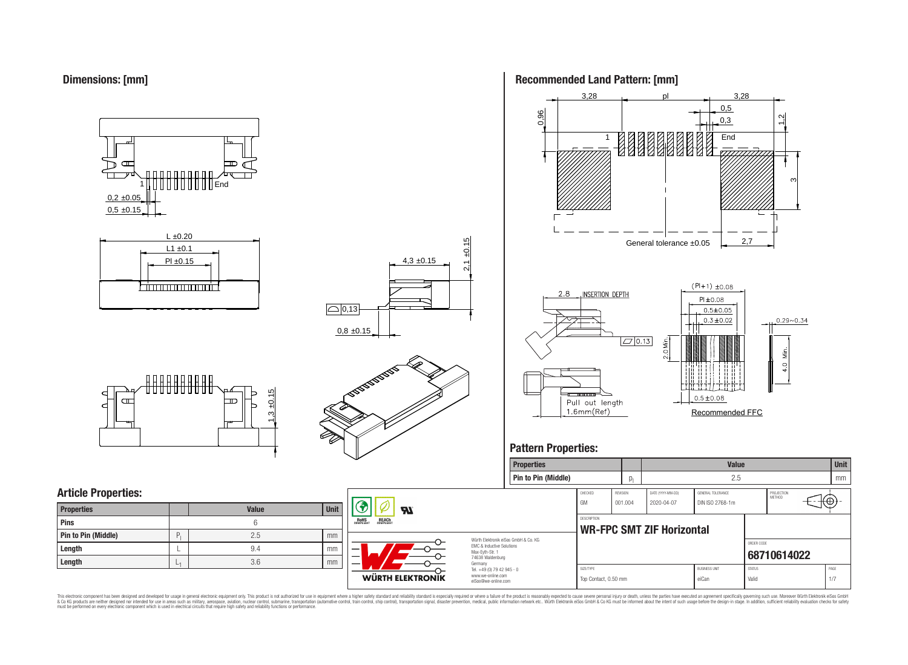## Dimensions: [mm]

1 End

0,2 ±0.05

0,5 ±0.15

L ±0.20

L1 ±0.1

Pl ±0.15

4,3 ±0.15

2,1 ±0.15

0,13

0,8 ±0.15

1,3 ±0.15

## Recommended Land Pattern: [mm]

3,28 pl 3,28

0,5

0,3

0.96

1.2

1 End

3

General tolerance ±0.05

2,7

2.8 INSERTION DEPTH

0.13

Pull out length 1.6mm(Ref)

(Pl+1) ±0.08

Pl ±0.08

0.5±0.05

0.3±0.02

0.29~0.34

2.0 Min.

4.0 Min.

0.5±0.08

Recommended FFC

## Pattern Properties:

| Properties | | Value | Unit |
|---|---|---|---|
| Pin to Pin (Middle) | $p_l$ | 2.5 | mm |

## Article Properties:

| Properties | | Value | Unit |
|---|---|---|---|
| Pins | | 6 | |
| Pin to Pin (Middle) | $P_l$ | 2.5 | mm |
| Length | L | 9.4 | mm |
| Length | $L_1$ | 3.6 | mm |

| CHECKED | REVISION | DATE (YYYY-MM-DD) | GENERAL TOLERANCE | PROJECTION METHOD |
|---|---|---|---|---|
| GM | 001.004 | 2020-04-07 | DIN ISO 2768-1m | |

DESCRIPTION

**WR-FPC SMT ZIF Horizontal**

ORDER CODE

**68710614022**

| SIZE/TYPE | BUSINESS UNIT | STATUS | PAGE |
|---|---|---|---|
| Top Contact, 0.50 mm | eiCan | Valid | 1/7 |

RoHS COMPLIANT REACh COMPLIANT

Würth Elektronik eiSos GmbH & Co. KG
EMC & Inductive Solutions
Max-Eyth-Str. 1
74638 Waldenburg
Germany
Tel. +49 (0) 79 42 945 - 0
www.we-online.com
eiSos@we-online.com

WÜRTH ELEKTRONIK

This electronic component has been designed and developed for usage in general electronic equipment only. This product is not authorized for use in equipment where a higher safety standard and reliability standard is especially required or where a failure of the product is reasonably expected to cause severe personal injury or death, unless the parties have executed an agreement specifically governing such use. Moreover Würth Elektronik eiSos GmbH & Co KG products are neither designed nor intended for use in areas such as military, aerospace, aviation, nuclear control, submarine, transportation (automotive control, train control, ship control), transportation signal, disaster prevention, medical, public information network etc.. Würth Elektronik eiSos GmbH & Co KG must be informed about the intent of such usage before the design-in stage. In addition, sufficient reliability evaluation checks for safety must be performed on every electronic component which is used in electrical circuits that require high safety and reliability functions or performance.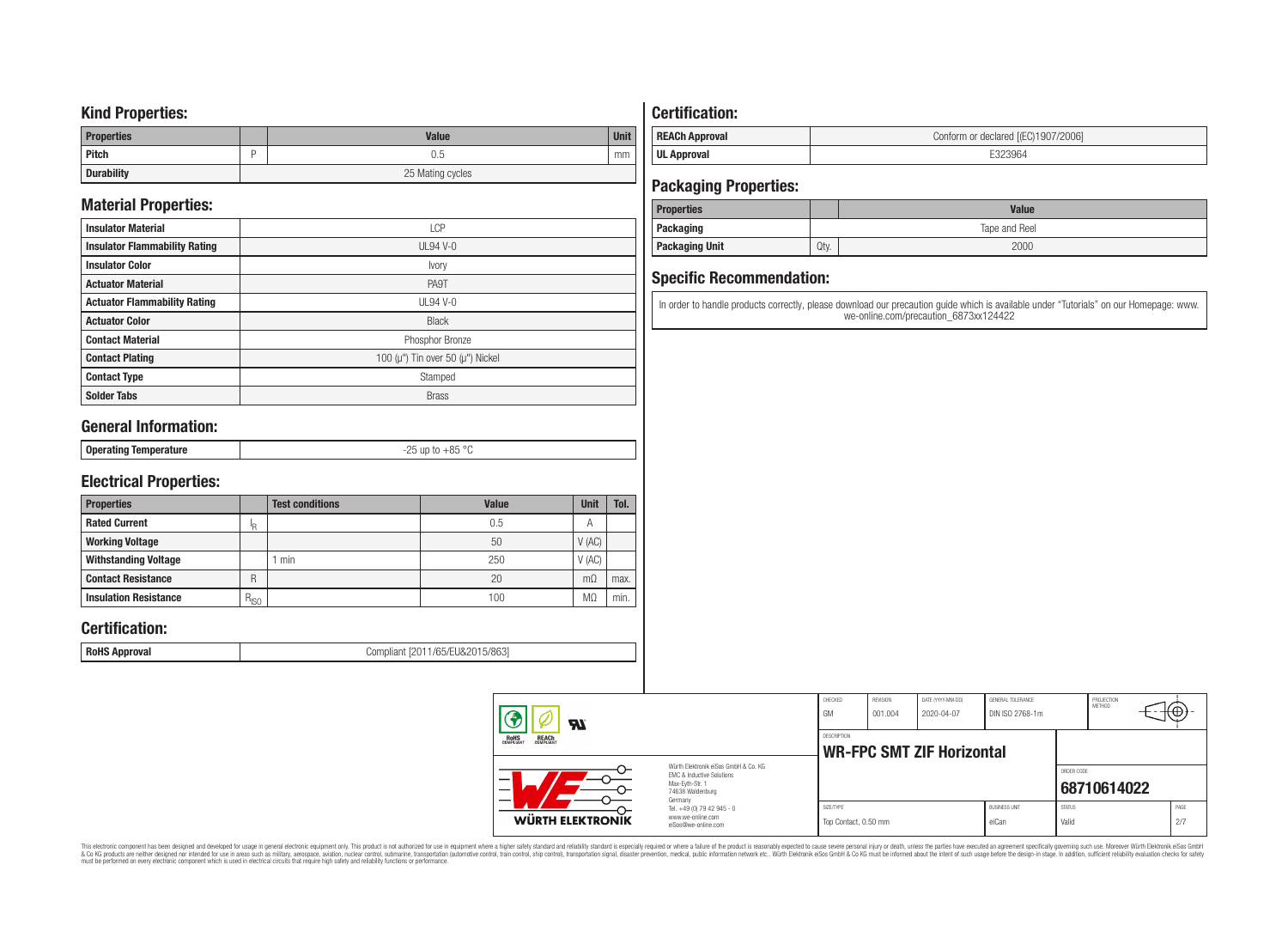## Kind Properties:

| Properties | | Value | Unit |
|---|---|---|---|
| Pitch | P | 0.5 | mm |
| Durability | | 25 Mating cycles | |

## Material Properties:

| | |
|---|---|
| Insulator Material | LCP |
| Insulator Flammability Rating | UL94 V-0 |
| Insulator Color | Ivory |
| Actuator Material | PA9T |
| Actuator Flammability Rating | UL94 V-0 |
| Actuator Color | Black |
| Contact Material | Phosphor Bronze |
| Contact Plating | 100 (µ") Tin over 50 (µ") Nickel |
| Contact Type | Stamped |
| Solder Tabs | Brass |

## General Information:

| | |
|---|---|
| Operating Temperature | -25 up to +85 °C |

## Electrical Properties:

| Properties | | Test conditions | Value | Unit | Tol. |
|---|---|---|---|---|---|
| Rated Current | $I_R$ | | 0.5 | A | |
| Working Voltage | | | 50 | V (AC) | |
| Withstanding Voltage | | 1 min | 250 | V (AC) | |
| Contact Resistance | R | | 20 | mΩ | max. |
| Insulation Resistance | $R_{ISO}$ | | 100 | MΩ | min. |

## Certification:

| | |
|---|---|
| RoHS Approval | Compliant [2011/65/EU&2015/863] |

## Certification:

| | |
|---|---|
| REACh Approval | Conform or declared [(EC)1907/2006] |
| UL Approval | E323964 |

## Packaging Properties:

| Properties | | Value |
|---|---|---|
| Packaging | | Tape and Reel |
| Packaging Unit | Qty. | 2000 |

## Specific Recommendation:

In order to handle products correctly, please download our precaution guide which is available under "Tutorials" on our Homepage: www.we-online.com/precaution_6873xx124422

| CHECKED | REVISION | DATE (YYYY-MM-DD) | GENERAL TOLERANCE | PROJECTION METHOD |
|---|---|---|---|---|
| GM | 001.004 | 2020-04-07 | DIN ISO 2768-1m | |

DESCRIPTION: **WR-FPC SMT ZIF Horizontal**

ORDER CODE: **68710614022**

| SIZE/TYPE | BUSINESS UNIT | STATUS |
|---|---|---|
| Top Contact, 0.50 mm | eiCan | Valid |

Würth Elektronik eiSos GmbH & Co. KG
EMC & Inductive Solutions
Max-Eyth-Str. 1
74638 Waldenburg
Germany
Tel. +49 (0) 79 42 945 - 0
www.we-online.com
eiSos@we-online.com

WÜRTH ELEKTRONIK

This electronic component has been designed and developed for usage in general electronic equipment only. This product is not authorized for use in equipment where a higher safety standard and reliability standard is especially required or where a failure of the product is reasonably expected to cause severe personal injury or death, unless the parties have executed an agreement specifically governing such use. Moreover Würth Elektronik eiSos GmbH & Co KG products are neither designed nor intended for use in areas such as military, aerospace, aviation, nuclear control, submarine, transportation (automotive control, train control, ship control), transportation signal, disaster prevention, medical, public information network etc.. Würth Elektronik eiSos GmbH & Co KG must be informed about the intent of such usage before the design-in stage. In addition, sufficient reliability evaluation checks for safety must be performed on every electronic component which is used in electrical circuits that require high safety and reliability functions or performance.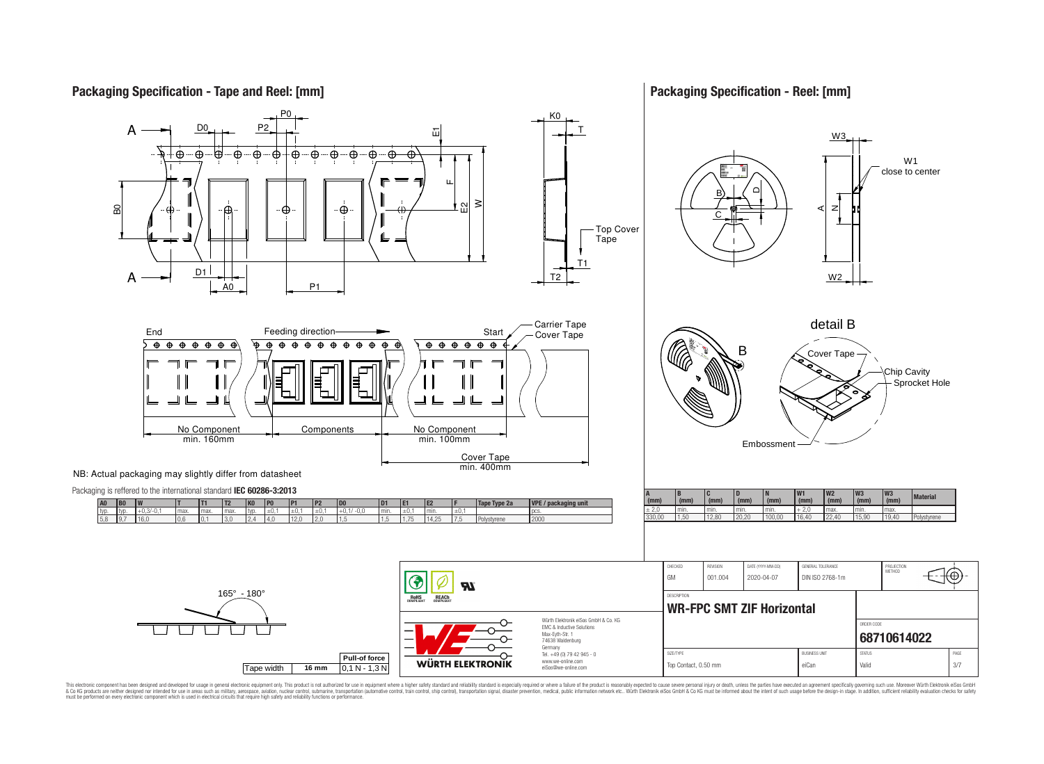## Packaging Specification - Tape and Reel: [mm]

Top Cover Tape

End — Feeding direction — Start

Carrier Tape
Cover Tape

No Component min. 160mm | Components | No Component min. 100mm

Cover Tape min. 400mm

NB: Actual packaging may slightly differ from datasheet

Packaging is reffered to the international standard **IEC 60286-3:2013**

| A0 | B0 | W | T | T1 | T2 | K0 | P0 | P1 | P2 | D0 | D1 | E1 | E2 | F | Tape Type 2a | VPE / packaging unit |
|---|---|---|---|---|---|---|---|---|---|---|---|---|---|---|---|---|
| typ. | typ. | +0,3/-0,1 | max. | max. | max. | typ. | ±0,1 | ±0,1 | ±0,1 | +0,1/ -0,0 | min. | ±0,1 | min. | ±0,1 | | pcs. |
| 5,8 | 9,7 | 16,0 | 0,6 | 0,1 | 3,0 | 2,4 | 4,0 | 12,0 | 2,0 | 1,5 | 1,5 | 1,75 | 14,25 | 7,5 | Polystyrene | 2000 |

165° - 180°

| Tape width | 16 mm | Pull-of force 0,1 N - 1,3 N |
|---|---|---|

## Packaging Specification - Reel: [mm]

W1 close to center

detail B

Cover Tape, Chip Cavity, Sprocket Hole, Embossment

| A (mm) | B (mm) | C (mm) | D (mm) | N (mm) | W1 (mm) | W2 (mm) | W3 (mm) | W3 (mm) | Material |
|---|---|---|---|---|---|---|---|---|---|
| ± 2,0 | min. | min. | min. | min. | + 2,0 | max. | min. | max. | |
| 330,00 | 1,50 | 12,80 | 20,20 | 100,00 | 16,40 | 22,40 | 15,90 | 19,40 | Polystyrene |

RoHS COMPLIANT | REACh COMPLIANT

Würth Elektronik eiSos GmbH & Co. KG
EMC & Inductive Solutions
Max-Eyth-Str. 1
74638 Waldenburg
Germany
Tel. +49 (0) 79 42 945 - 0
www.we-online.com
eiSos@we-online.com

WÜRTH ELEKTRONIK

| CHECKED | REVISION | DATE (YYYY-MM-DD) | GENERAL TOLERANCE | PROJECTION METHOD |
|---|---|---|---|---|
| GM | 001.004 | 2020-04-07 | DIN ISO 2768-1m | |

DESCRIPTION: **WR-FPC SMT ZIF Horizontal**

ORDER CODE: **68710614022**

| SIZE/TYPE | BUSINESS UNIT | STATUS | PAGE |
|---|---|---|---|
| Top Contact, 0.50 mm | eiCan | Valid | 3/7 |

This electronic component has been designed and developed for usage in general electronic equipment only. This product is not authorized for use in equipment where a higher safety standard and reliability standard is especially required or where a failure of the product is reasonably expected to cause severe personal injury or death, unless the parties have executed an agreement specifically governing such use. Moreover Würth Elektronik eiSos GmbH & Co KG products are neither designed nor intended for use in areas such as military, aerospace, aviation, nuclear control, submarine, transportation (automotive control, train control, ship control), transportation signal, disaster prevention, medical, public information network etc.. Würth Elektronik eiSos GmbH & Co KG must be informed about the intent of such usage before the design-in stage. In addition, sufficient reliability evaluation checks for safety must be performed on every electronic component which is used in electrical circuits that require high safety and reliability functions or performance.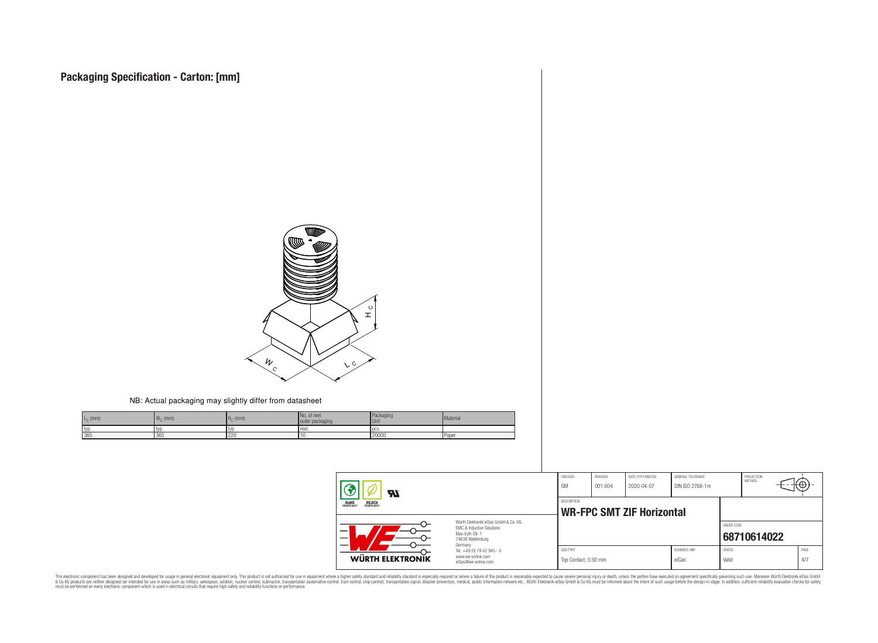# Packaging Specification - Carton: [mm]

NB: Actual packaging may slightly differ from datasheet

| $L_C$ (mm) | $W_C$ (mm) | $H_C$ (mm) | No. of reel outer packaging | Packaging Unit | Material |
|---|---|---|---|---|---|
| typ. | typ. | typ. | reel. | pcs. | |
| 365 | 365 | 220 | 10 | 20000 | Paper |

| CHECKED | REVISION | DATE (YYYY-MM-DD) | GENERAL TOLERANCE | PROJECTION METHOD |
|---|---|---|---|---|
| GM | 001.004 | 2020-04-07 | DIN ISO 2768-1m | |

DESCRIPTION

**WR-FPC SMT ZIF Horizontal**

Würth Elektronik eiSos GmbH & Co. KG
EMC & Inductive Solutions
Max-Eyth-Str. 1
74638 Waldenburg
Germany
Tel. +49 (0) 79 42 945 - 0
www.we-online.com
eiSos@we-online.com

ORDER CODE: **68710614022**

| SIZE/TYPE | BUSINESS UNIT | STATUS | PAGE |
|---|---|---|---|
| Top Contact, 0.50 mm | eiCan | Valid | 4/7 |

This electronic component has been designed and developed for usage in general electronic equipment only. This product is not authorized for use in equipment where a higher safety standard and reliability standard is especially required or where a failure of the product is reasonably expected to cause severe personal injury or death, unless the parties have executed an agreement specifically governing such use. Moreover Würth Elektronik eiSos GmbH & Co KG products are neither designed nor intended for use in areas such as military, aerospace, aviation, nuclear control, submarine, transportation (automotive control, train control, ship control), transportation signal, disaster prevention, medical, public information network etc.. Würth Elektronik eiSos GmbH & Co KG must be informed about the intent of such usage before the design-in stage. In addition, sufficient reliability evaluation checks for safety must be performed on every electronic component which is used in electrical circuits that require high safety and reliability functions or performance.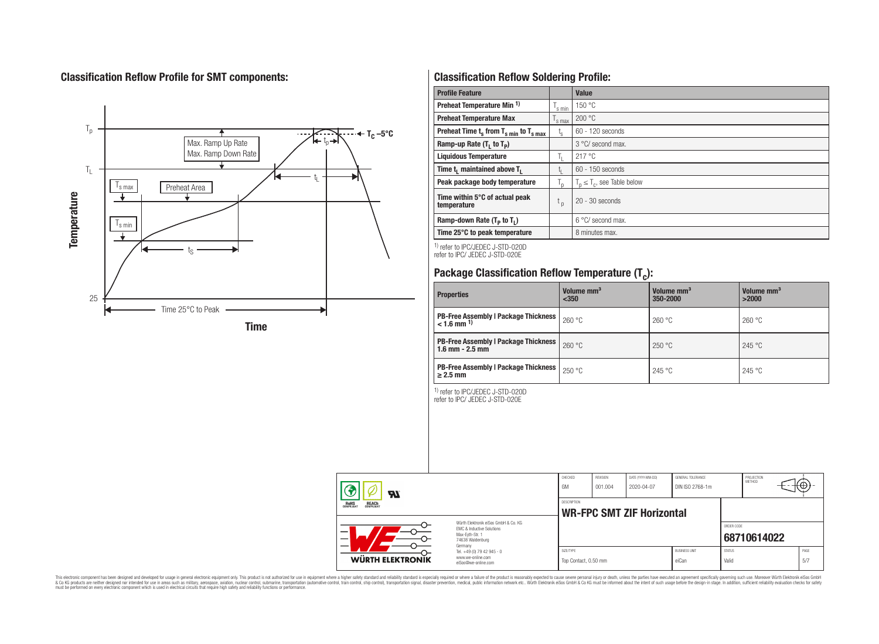## Classification Reflow Profile for SMT components:

## Classification Reflow Soldering Profile:

| Profile Feature | | Value |
|---|---|---|
| Preheat Temperature Min [1] | $T_{s\ min}$ | 150 °C |
| Preheat Temperature Max | $T_{s\ max}$ | 200 °C |
| Preheat Time $t_s$ from $T_{s\ min}$ to $T_{s\ max}$ | $t_s$ | 60 - 120 seconds |
| Ramp-up Rate ($T_L$ to $T_P$) | | 3 °C/ second max. |
| Liquidous Temperature | $T_L$ | 217 °C |
| Time $t_L$ maintained above $T_L$ | $t_L$ | 60 - 150 seconds |
| Peak package body temperature | $T_p$ | $T_p \leq T_c$, see Table below |
| Time within 5°C of actual peak temperature | $t_p$ | 20 - 30 seconds |
| Ramp-down Rate ($T_P$ to $T_L$) | | 6 °C/ second max. |
| Time 25°C to peak temperature | | 8 minutes max. |

[1] refer to IPC/JEDEC J-STD-020D
refer to IPC/ JEDEC J-STD-020E

## Package Classification Reflow Temperature ($T_C$):

| Properties | Volume mm³ <350 | Volume mm³ 350-2000 | Volume mm³ >2000 |
|---|---|---|---|
| PB-Free Assembly \| Package Thickness < 1.6 mm [1] | 260 °C | 260 °C | 260 °C |
| PB-Free Assembly \| Package Thickness 1.6 mm - 2.5 mm | 260 °C | 250 °C | 245 °C |
| PB-Free Assembly \| Package Thickness ≥ 2.5 mm | 250 °C | 245 °C | 245 °C |

[1] refer to IPC/JEDEC J-STD-020D
refer to IPC/ JEDEC J-STD-020E

| CHECKED | REVISION | DATE (YYYY-MM-DD) | GENERAL TOLERANCE | PROJECTION METHOD |
|---|---|---|---|---|
| GM | 001.004 | 2020-04-07 | DIN ISO 2768-1m | |

DESCRIPTION: **WR-FPC SMT ZIF Horizontal**

ORDER CODE: **68710614022**

| SIZE/TYPE | BUSINESS UNIT | STATUS | PAGE |
|---|---|---|---|
| Top Contact, 0.50 mm | eiCan | Valid | 5/7 |

Würth Elektronik eiSos GmbH & Co. KG
EMC & Inductive Solutions
Max-Eyth-Str. 1
74638 Waldenburg
Germany
Tel. +49 (0) 79 42 945 - 0
www.we-online.com
eiSos@we-online.com

This electronic component has been designed and developed for usage in general electronic equipment only. This product is not authorized for use in equipment where a higher safety standard and reliability standard is especially required or where a failure of the product is reasonably expected to cause severe personal injury or death, unless the parties have executed an agreement specifically governing such use. Moreover Würth Elektronik eiSos GmbH & Co KG products are neither designed nor intended for use in areas such as military, aerospace, aviation, nuclear control, submarine, transportation (automotive control, train control, ship control), transportation signal, disaster prevention, medical, public information network etc.. Würth Elektronik eiSos GmbH & Co KG must be informed about the intent of such usage before the design-in stage. In addition, sufficient reliability evaluation checks for safety must be performed on every electronic component which is used in electrical circuits that require high safety and reliability functions or performance.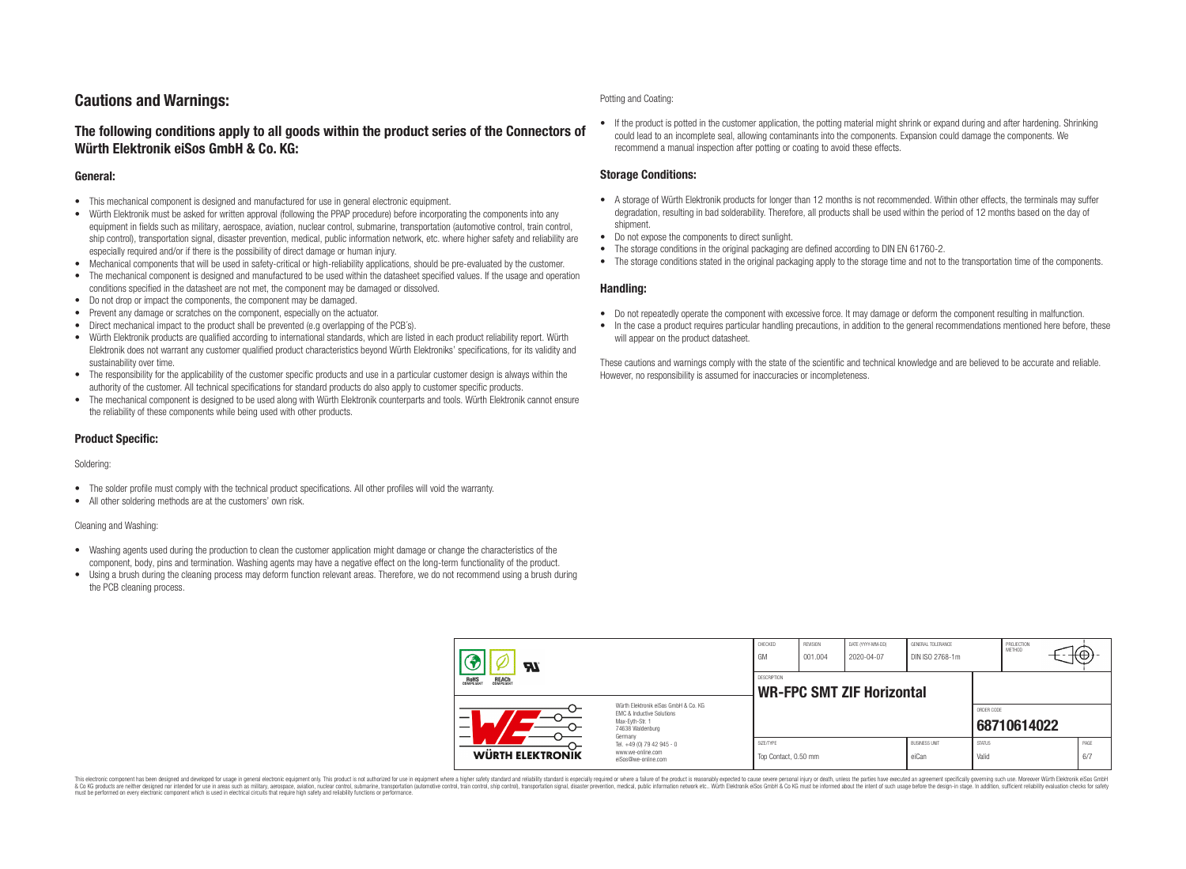# Cautions and Warnings:

## The following conditions apply to all goods within the product series of the Connectors of Würth Elektronik eiSos GmbH & Co. KG:

### General:

- This mechanical component is designed and manufactured for use in general electronic equipment.
- Würth Elektronik must be asked for written approval (following the PPAP procedure) before incorporating the components into any equipment in fields such as military, aerospace, aviation, nuclear control, submarine, transportation (automotive control, train control, ship control), transportation signal, disaster prevention, medical, public information network, etc. where higher safety and reliability are especially required and/or if there is the possibility of direct damage or human injury.
- Mechanical components that will be used in safety-critical or high-reliability applications, should be pre-evaluated by the customer.
- The mechanical component is designed and manufactured to be used within the datasheet specified values. If the usage and operation conditions specified in the datasheet are not met, the component may be damaged or dissolved.
- Do not drop or impact the components, the component may be damaged.
- Prevent any damage or scratches on the component, especially on the actuator.
- Direct mechanical impact to the product shall be prevented (e.g overlapping of the PCB´s).
- Würth Elektronik products are qualified according to international standards, which are listed in each product reliability report. Würth Elektronik does not warrant any customer qualified product characteristics beyond Würth Elektroniks' specifications, for its validity and sustainability over time.
- The responsibility for the applicability of the customer specific products and use in a particular customer design is always within the authority of the customer. All technical specifications for standard products do also apply to customer specific products.
- The mechanical component is designed to be used along with Würth Elektronik counterparts and tools. Würth Elektronik cannot ensure the reliability of these components while being used with other products.

### Product Specific:

Soldering:

- The solder profile must comply with the technical product specifications. All other profiles will void the warranty.
- All other soldering methods are at the customers' own risk.

Cleaning and Washing:

- Washing agents used during the production to clean the customer application might damage or change the characteristics of the component, body, pins and termination. Washing agents may have a negative effect on the long-term functionality of the product.
- Using a brush during the cleaning process may deform function relevant areas. Therefore, we do not recommend using a brush during the PCB cleaning process.

Potting and Coating:

- If the product is potted in the customer application, the potting material might shrink or expand during and after hardening. Shrinking could lead to an incomplete seal, allowing contaminants into the components. Expansion could damage the components. We recommend a manual inspection after potting or coating to avoid these effects.

### Storage Conditions:

- A storage of Würth Elektronik products for longer than 12 months is not recommended. Within other effects, the terminals may suffer degradation, resulting in bad solderability. Therefore, all products shall be used within the period of 12 months based on the day of shipment.
- Do not expose the components to direct sunlight.
- The storage conditions in the original packaging are defined according to DIN EN 61760-2.
- The storage conditions stated in the original packaging apply to the storage time and not to the transportation time of the components.

### Handling:

- Do not repeatedly operate the component with excessive force. It may damage or deform the component resulting in malfunction.
- In the case a product requires particular handling precautions, in addition to the general recommendations mentioned here before, these will appear on the product datasheet.

These cautions and warnings comply with the state of the scientific and technical knowledge and are believed to be accurate and reliable. However, no responsibility is assumed for inaccuracies or incompleteness.

| CHECKED | REVISION | DATE (YYYY-MM-DD) | GENERAL TOLERANCE | PROJECTION METHOD |
|---|---|---|---|---|
| GM | 001.004 | 2020-04-07 | DIN ISO 2768-1m | |

DESCRIPTION: **WR-FPC SMT ZIF Horizontal**

ORDER CODE: **68710614022**

| SIZE/TYPE | BUSINESS UNIT | STATUS | PAGE |
|---|---|---|---|
| Top Contact, 0.50 mm | eiCan | Valid | 6/7 |

Würth Elektronik eiSos GmbH & Co. KG
EMC & Inductive Solutions
Max-Eyth-Str. 1
74638 Waldenburg
Germany
Tel. +49 (0) 79 42 945 - 0
www.we-online.com
eiSos@we-online.com

This electronic component has been designed and developed for usage in general electronic equipment only. This product is not authorized for use in equipment where a higher safety standard and reliability standard is especially required or where a failure of the product is reasonably expected to cause severe personal injury or death, unless the parties have executed an agreement specifically governing such use. Moreover Würth Elektronik eiSos GmbH & Co KG products are neither designed nor intended for use in areas such as military, aerospace, aviation, nuclear control, submarine, transportation (automotive control, train control, ship control), transportation signal, disaster prevention, medical, public information network etc.. Würth Elektronik eiSos GmbH & Co KG must be informed about the intent of such usage before the design-in stage. In addition, sufficient reliability evaluation checks for safety must be performed on every electronic component which is used in electrical circuits that require high safety and reliability functions or performance.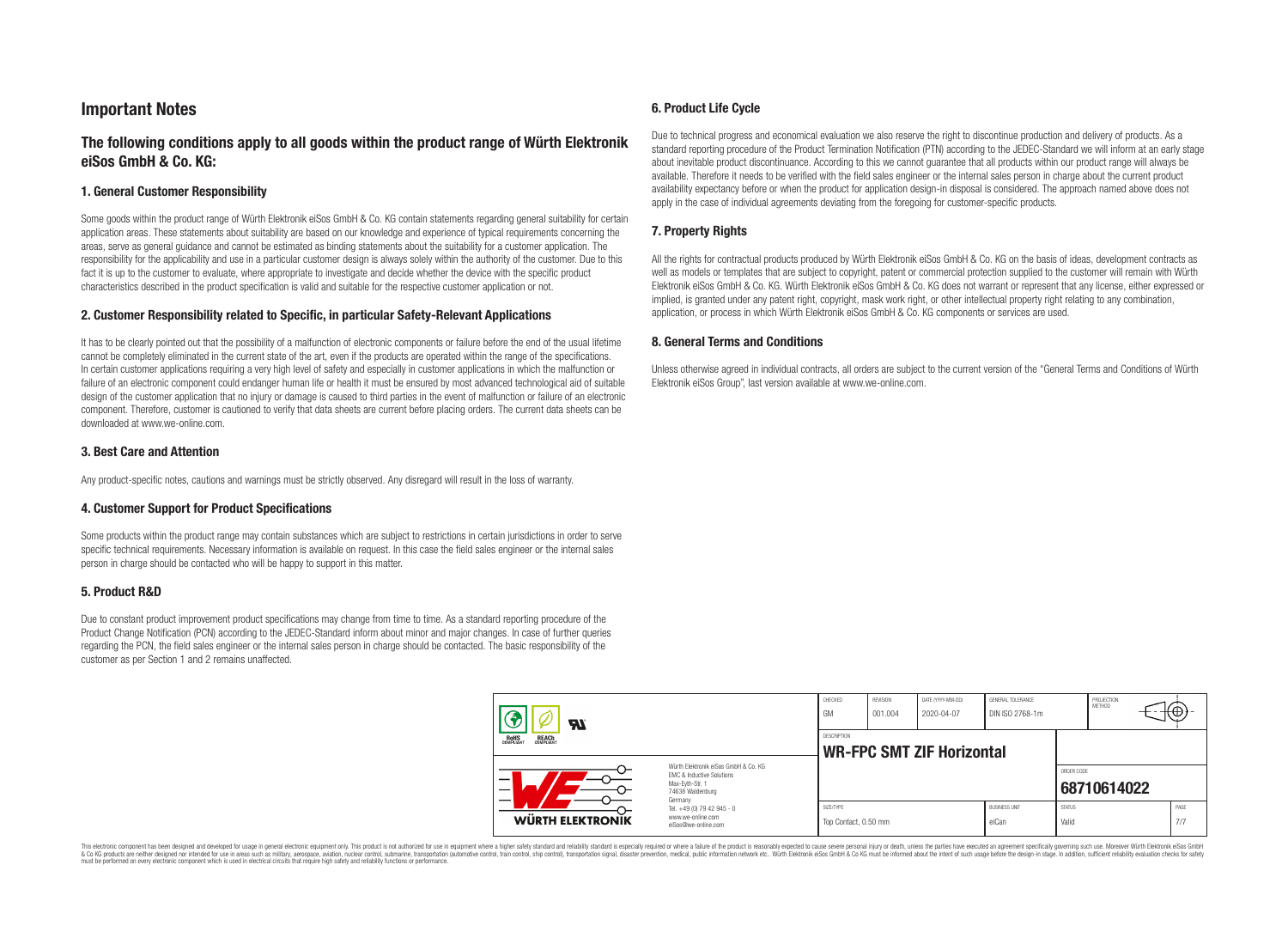# Important Notes

## The following conditions apply to all goods within the product range of Würth Elektronik eiSos GmbH & Co. KG:

### 1. General Customer Responsibility

Some goods within the product range of Würth Elektronik eiSos GmbH & Co. KG contain statements regarding general suitability for certain application areas. These statements about suitability are based on our knowledge and experience of typical requirements concerning the areas, serve as general guidance and cannot be estimated as binding statements about the suitability for a customer application. The responsibility for the applicability and use in a particular customer design is always solely within the authority of the customer. Due to this fact it is up to the customer to evaluate, where appropriate to investigate and decide whether the device with the specific product characteristics described in the product specification is valid and suitable for the respective customer application or not.

### 2. Customer Responsibility related to Specific, in particular Safety-Relevant Applications

It has to be clearly pointed out that the possibility of a malfunction of electronic components or failure before the end of the usual lifetime cannot be completely eliminated in the current state of the art, even if the products are operated within the range of the specifications. In certain customer applications requiring a very high level of safety and especially in customer applications in which the malfunction or failure of an electronic component could endanger human life or health it must be ensured by most advanced technological aid of suitable design of the customer application that no injury or damage is caused to third parties in the event of malfunction or failure of an electronic component. Therefore, customer is cautioned to verify that data sheets are current before placing orders. The current data sheets can be downloaded at www.we-online.com.

### 3. Best Care and Attention

Any product-specific notes, cautions and warnings must be strictly observed. Any disregard will result in the loss of warranty.

### 4. Customer Support for Product Specifications

Some products within the product range may contain substances which are subject to restrictions in certain jurisdictions in order to serve specific technical requirements. Necessary information is available on request. In this case the field sales engineer or the internal sales person in charge should be contacted who will be happy to support in this matter.

### 5. Product R&D

Due to constant product improvement product specifications may change from time to time. As a standard reporting procedure of the Product Change Notification (PCN) according to the JEDEC-Standard inform about minor and major changes. In case of further queries regarding the PCN, the field sales engineer or the internal sales person in charge should be contacted. The basic responsibility of the customer as per Section 1 and 2 remains unaffected.

### 6. Product Life Cycle

Due to technical progress and economical evaluation we also reserve the right to discontinue production and delivery of products. As a standard reporting procedure of the Product Termination Notification (PTN) according to the JEDEC-Standard we will inform at an early stage about inevitable product discontinuance. According to this we cannot guarantee that all products within our product range will always be available. Therefore it needs to be verified with the field sales engineer or the internal sales person in charge about the current product availability expectancy before or when the product for application design-in disposal is considered. The approach named above does not apply in the case of individual agreements deviating from the foregoing for customer-specific products.

### 7. Property Rights

All the rights for contractual products produced by Würth Elektronik eiSos GmbH & Co. KG on the basis of ideas, development contracts as well as models or templates that are subject to copyright, patent or commercial protection supplied to the customer will remain with Würth Elektronik eiSos GmbH & Co. KG. Würth Elektronik eiSos GmbH & Co. KG does not warrant or represent that any license, either expressed or implied, is granted under any patent right, copyright, mask work right, or other intellectual property right relating to any combination, application, or process in which Würth Elektronik eiSos GmbH & Co. KG components or services are used.

### 8. General Terms and Conditions

Unless otherwise agreed in individual contracts, all orders are subject to the current version of the "General Terms and Conditions of Würth Elektronik eiSos Group", last version available at www.we-online.com.

| | | | | | | | |
|---|---|---|---|---|---|---|---|
| RoHS COMPLIANT, REACh COMPLIANT | | CHECKED GM | REVISION 001.004 | DATE (YYYY-MM-DD) 2020-04-07 | GENERAL TOLERANCE DIN ISO 2768-1m | PROJECTION METHOD | |
| | | DESCRIPTION **WR-FPC SMT ZIF Horizontal** | | | | | |
| WÜRTH ELEKTRONIK | Würth Elektronik eiSos GmbH & Co. KG, EMC & Inductive Solutions, Max-Eyth-Str. 1, 74638 Waldenburg, Germany, Tel. +49 (0) 79 42 945 - 0, www.we-online.com, eiSos@we-online.com | | | | | ORDER CODE **68710614022** | |
| | | SIZE/TYPE Top Contact, 0.50 mm | | | BUSINESS UNIT eiCan | STATUS Valid | PAGE 7/7 |

This electronic component has been designed and developed for usage in general electronic equipment only. This product is not authorized for use in equipment where a higher safety standard and reliability standard is especially required or where a failure of the product is reasonably expected to cause severe personal injury or death, unless the parties have executed an agreement specifically governing such use. Moreover Würth Elektronik eiSos GmbH & Co KG products are neither designed nor intended for use in areas such as military, aerospace, aviation, nuclear control, submarine, transportation (automotive control, train control, ship control), transportation signal, disaster prevention, medical, public information network etc.. Würth Elektronik eiSos GmbH & Co KG must be informed about the intent of such usage before the design-in stage. In addition, sufficient reliability evaluation checks for safety must be performed on every electronic component which is used in electrical circuits that require high safety and reliability functions or performance.